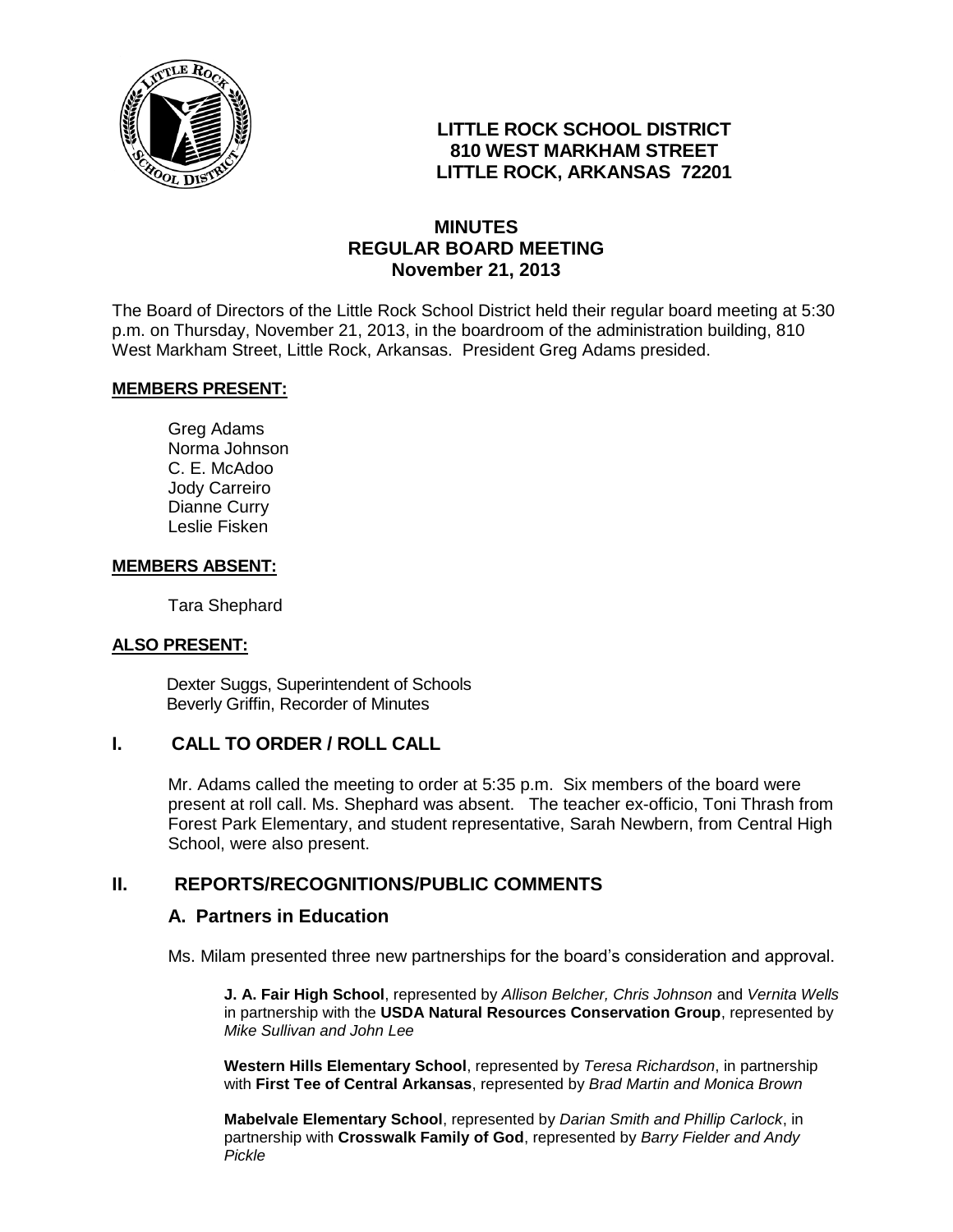# LITTLE ROCK SCHOOL DISTRICT
## 810 WEST MARKHAM STREET
## LITTLE ROCK, ARKANSAS 72201

## MINUTES
## REGULAR BOARD MEETING
## November 21, 2013

The Board of Directors of the Little Rock School District held their regular board meeting at 5:30 p.m. on Thursday, November 21, 2013, in the boardroom of the administration building, 810 West Markham Street, Little Rock, Arkansas. President Greg Adams presided.

**MEMBERS PRESENT:**

Greg Adams
Norma Johnson
C. E. McAdoo
Jody Carreiro
Dianne Curry
Leslie Fisken

**MEMBERS ABSENT:**

Tara Shephard

**ALSO PRESENT:**

Dexter Suggs, Superintendent of Schools
Beverly Griffin, Recorder of Minutes

## I. CALL TO ORDER / ROLL CALL

Mr. Adams called the meeting to order at 5:35 p.m. Six members of the board were present at roll call. Ms. Shephard was absent. The teacher ex-officio, Toni Thrash from Forest Park Elementary, and student representative, Sarah Newbern, from Central High School, were also present.

## II. REPORTS/RECOGNITIONS/PUBLIC COMMENTS

### A. Partners in Education

Ms. Milam presented three new partnerships for the board's consideration and approval.

**J. A. Fair High School**, represented by *Allison Belcher, Chris Johnson* and *Vernita Wells* in partnership with the **USDA Natural Resources Conservation Group**, represented by *Mike Sullivan and John Lee*

**Western Hills Elementary School**, represented by *Teresa Richardson*, in partnership with **First Tee of Central Arkansas**, represented by *Brad Martin and Monica Brown*

**Mabelvale Elementary School**, represented by *Darian Smith and Phillip Carlock*, in partnership with **Crosswalk Family of God**, represented by *Barry Fielder and Andy Pickle*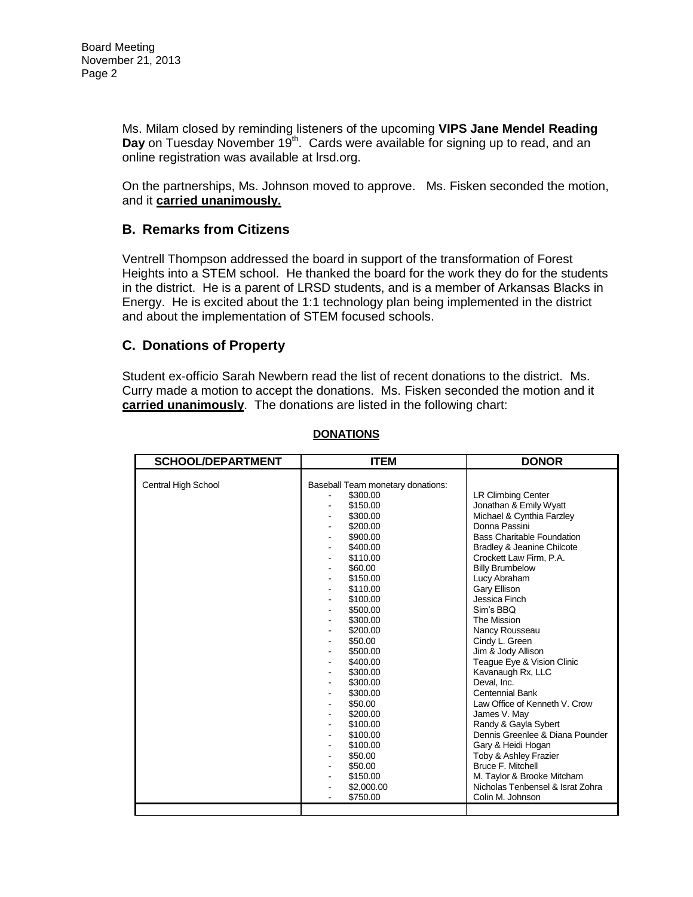Ms. Milam closed by reminding listeners of the upcoming **VIPS Jane Mendel Reading Day** on Tuesday November 19th. Cards were available for signing up to read, and an online registration was available at lrsd.org.

On the partnerships, Ms. Johnson moved to approve. Ms. Fisken seconded the motion, and it **carried unanimously.**

## B. Remarks from Citizens

Ventrell Thompson addressed the board in support of the transformation of Forest Heights into a STEM school. He thanked the board for the work they do for the students in the district. He is a parent of LRSD students, and is a member of Arkansas Blacks in Energy. He is excited about the 1:1 technology plan being implemented in the district and about the implementation of STEM focused schools.

## C. Donations of Property

Student ex-officio Sarah Newbern read the list of recent donations to the district. Ms. Curry made a motion to accept the donations. Ms. Fisken seconded the motion and it **carried unanimously**. The donations are listed in the following chart:

**DONATIONS**

| SCHOOL/DEPARTMENT | ITEM | DONOR |
|---|---|---|
| Central High School | Baseball Team monetary donations: | |
| | - $300.00 | LR Climbing Center |
| | - $150.00 | Jonathan & Emily Wyatt |
| | - $300.00 | Michael & Cynthia Farzley |
| | - $200.00 | Donna Passini |
| | - $900.00 | Bass Charitable Foundation |
| | - $400.00 | Bradley & Jeanine Chilcote |
| | - $110.00 | Crockett Law Firm, P.A. |
| | - $60.00 | Billy Brumbelow |
| | - $150.00 | Lucy Abraham |
| | - $110.00 | Gary Ellison |
| | - $100.00 | Jessica Finch |
| | - $500.00 | Sim's BBQ |
| | - $300.00 | The Mission |
| | - $200.00 | Nancy Rousseau |
| | - $50.00 | Cindy L. Green |
| | - $500.00 | Jim & Jody Allison |
| | - $400.00 | Teague Eye & Vision Clinic |
| | - $300.00 | Kavanaugh Rx, LLC |
| | - $300.00 | Deval, Inc. |
| | - $300.00 | Centennial Bank |
| | - $50.00 | Law Office of Kenneth V. Crow |
| | - $200.00 | James V. May |
| | - $100.00 | Randy & Gayla Sybert |
| | - $100.00 | Dennis Greenlee & Diana Pounder |
| | - $100.00 | Gary & Heidi Hogan |
| | - $50.00 | Toby & Ashley Frazier |
| | - $50.00 | Bruce F. Mitchell |
| | - $150.00 | M. Taylor & Brooke Mitcham |
| | - $2,000.00 | Nicholas Tenbensel & Israt Zohra |
| | - $750.00 | Colin M. Johnson |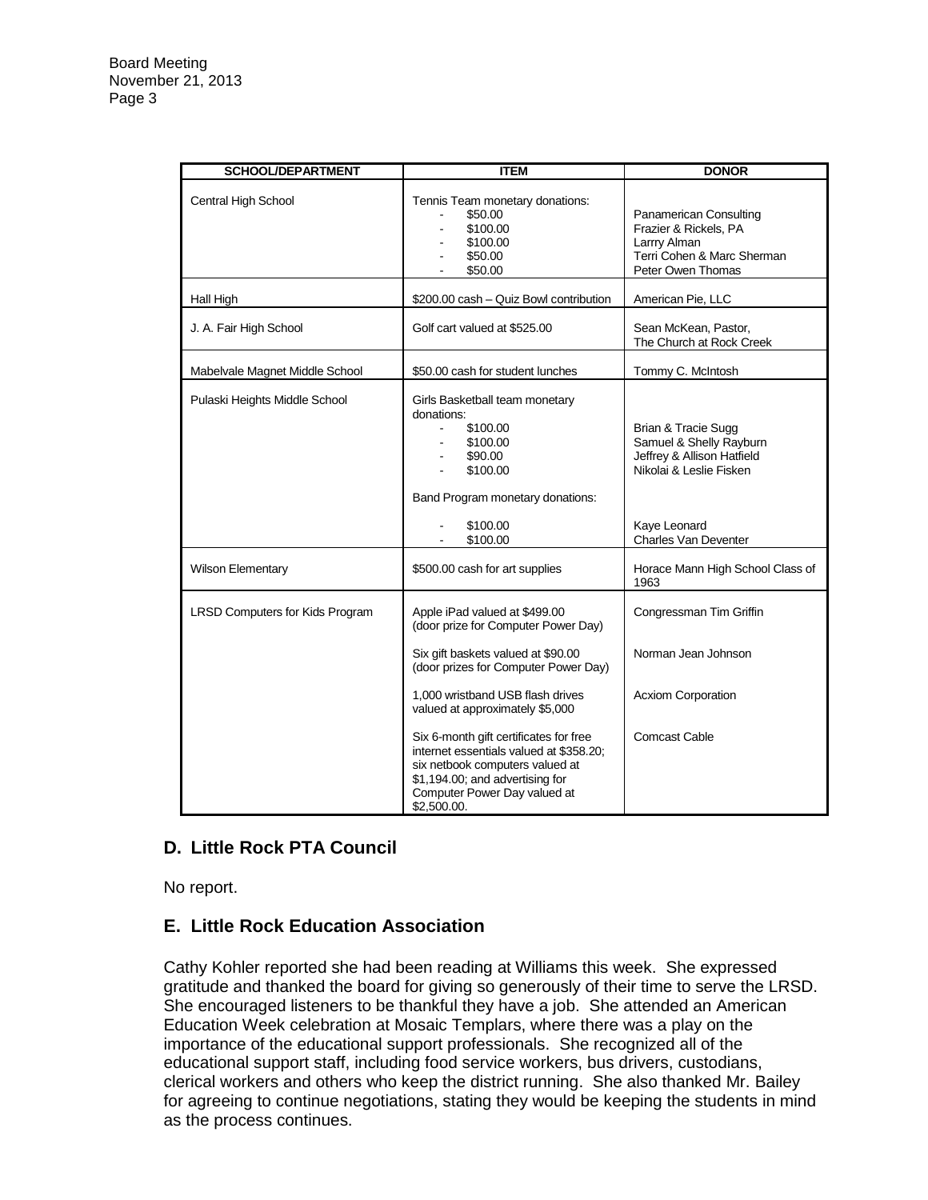| SCHOOL/DEPARTMENT | ITEM | DONOR |
|---|---|---|
| Central High School | Tennis Team monetary donations:<br>- $50.00<br>- $100.00<br>- $100.00<br>- $50.00<br>- $50.00 | <br>Panamerican Consulting<br>Frazier & Rickels, PA<br>Larrry Alman<br>Terri Cohen & Marc Sherman<br>Peter Owen Thomas |
| Hall High | $200.00 cash – Quiz Bowl contribution | American Pie, LLC |
| J. A. Fair High School | Golf cart valued at $525.00 | Sean McKean, Pastor, The Church at Rock Creek |
| Mabelvale Magnet Middle School | $50.00 cash for student lunches | Tommy C. McIntosh |
| Pulaski Heights Middle School | Girls Basketball team monetary donations:<br>- $100.00<br>- $100.00<br>- $90.00<br>- $100.00<br><br>Band Program monetary donations:<br>- $100.00<br>- $100.00 | <br><br>Brian & Tracie Sugg<br>Samuel & Shelly Rayburn<br>Jeffrey & Allison Hatfield<br>Nikolai & Leslie Fisken<br><br><br>Kaye Leonard<br>Charles Van Deventer |
| Wilson Elementary | $500.00 cash for art supplies | Horace Mann High School Class of 1963 |
| LRSD Computers for Kids Program | Apple iPad valued at $499.00 (door prize for Computer Power Day) | Congressman Tim Griffin |
| | Six gift baskets valued at $90.00 (door prizes for Computer Power Day) | Norman Jean Johnson |
| | 1,000 wristband USB flash drives valued at approximately $5,000 | Acxiom Corporation |
| | Six 6-month gift certificates for free internet essentials valued at $358.20; six netbook computers valued at $1,194.00; and advertising for Computer Power Day valued at $2,500.00. | Comcast Cable |

## D. Little Rock PTA Council

No report.

## E. Little Rock Education Association

Cathy Kohler reported she had been reading at Williams this week. She expressed gratitude and thanked the board for giving so generously of their time to serve the LRSD. She encouraged listeners to be thankful they have a job. She attended an American Education Week celebration at Mosaic Templars, where there was a play on the importance of the educational support professionals. She recognized all of the educational support staff, including food service workers, bus drivers, custodians, clerical workers and others who keep the district running. She also thanked Mr. Bailey for agreeing to continue negotiations, stating they would be keeping the students in mind as the process continues.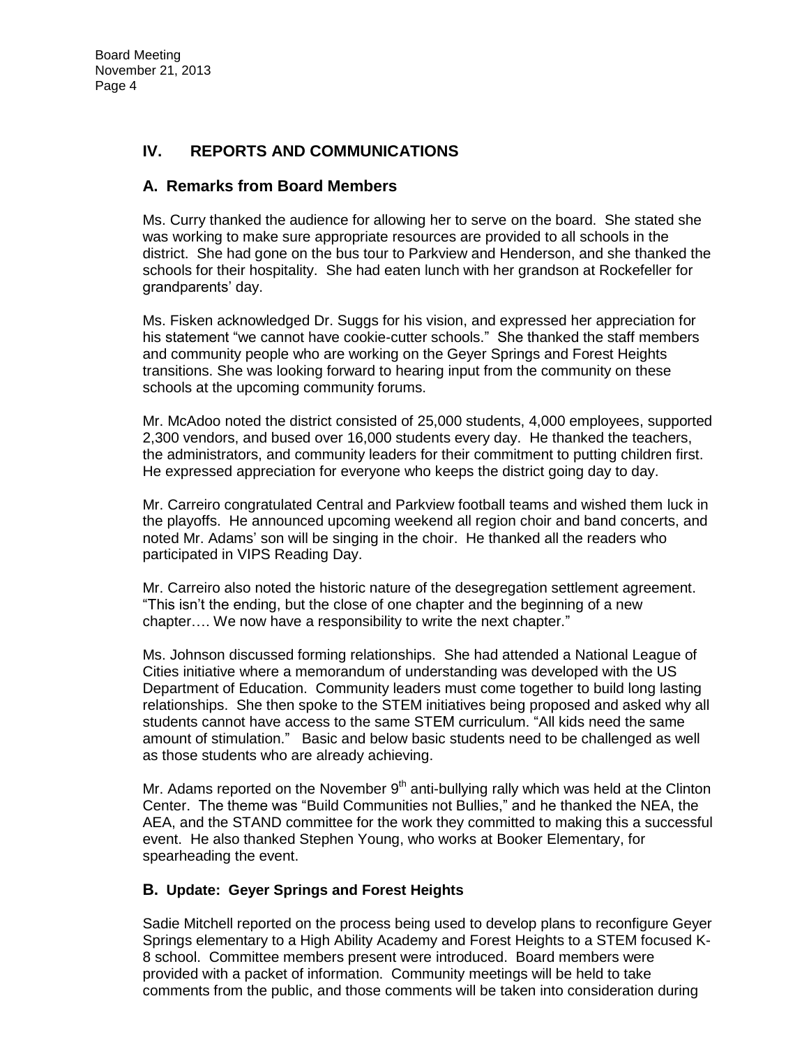## IV. REPORTS AND COMMUNICATIONS

### A. Remarks from Board Members

Ms. Curry thanked the audience for allowing her to serve on the board. She stated she was working to make sure appropriate resources are provided to all schools in the district. She had gone on the bus tour to Parkview and Henderson, and she thanked the schools for their hospitality. She had eaten lunch with her grandson at Rockefeller for grandparents' day.

Ms. Fisken acknowledged Dr. Suggs for his vision, and expressed her appreciation for his statement "we cannot have cookie-cutter schools." She thanked the staff members and community people who are working on the Geyer Springs and Forest Heights transitions. She was looking forward to hearing input from the community on these schools at the upcoming community forums.

Mr. McAdoo noted the district consisted of 25,000 students, 4,000 employees, supported 2,300 vendors, and bused over 16,000 students every day. He thanked the teachers, the administrators, and community leaders for their commitment to putting children first. He expressed appreciation for everyone who keeps the district going day to day.

Mr. Carreiro congratulated Central and Parkview football teams and wished them luck in the playoffs. He announced upcoming weekend all region choir and band concerts, and noted Mr. Adams' son will be singing in the choir. He thanked all the readers who participated in VIPS Reading Day.

Mr. Carreiro also noted the historic nature of the desegregation settlement agreement. "This isn't the ending, but the close of one chapter and the beginning of a new chapter…. We now have a responsibility to write the next chapter."

Ms. Johnson discussed forming relationships. She had attended a National League of Cities initiative where a memorandum of understanding was developed with the US Department of Education. Community leaders must come together to build long lasting relationships. She then spoke to the STEM initiatives being proposed and asked why all students cannot have access to the same STEM curriculum. "All kids need the same amount of stimulation." Basic and below basic students need to be challenged as well as those students who are already achieving.

Mr. Adams reported on the November 9th anti-bullying rally which was held at the Clinton Center. The theme was "Build Communities not Bullies," and he thanked the NEA, the AEA, and the STAND committee for the work they committed to making this a successful event. He also thanked Stephen Young, who works at Booker Elementary, for spearheading the event.

### B. Update: Geyer Springs and Forest Heights

Sadie Mitchell reported on the process being used to develop plans to reconfigure Geyer Springs elementary to a High Ability Academy and Forest Heights to a STEM focused K-8 school. Committee members present were introduced. Board members were provided with a packet of information. Community meetings will be held to take comments from the public, and those comments will be taken into consideration during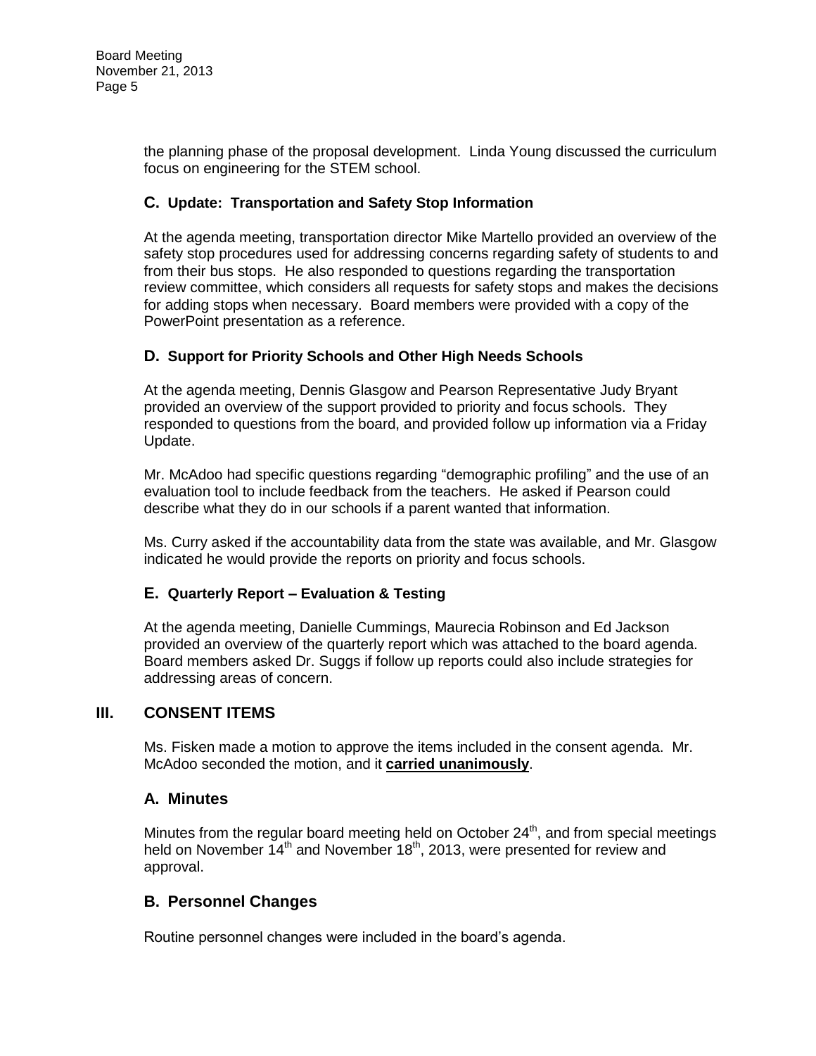the planning phase of the proposal development. Linda Young discussed the curriculum focus on engineering for the STEM school.

### C. Update: Transportation and Safety Stop Information

At the agenda meeting, transportation director Mike Martello provided an overview of the safety stop procedures used for addressing concerns regarding safety of students to and from their bus stops. He also responded to questions regarding the transportation review committee, which considers all requests for safety stops and makes the decisions for adding stops when necessary. Board members were provided with a copy of the PowerPoint presentation as a reference.

### D. Support for Priority Schools and Other High Needs Schools

At the agenda meeting, Dennis Glasgow and Pearson Representative Judy Bryant provided an overview of the support provided to priority and focus schools. They responded to questions from the board, and provided follow up information via a Friday Update.

Mr. McAdoo had specific questions regarding "demographic profiling" and the use of an evaluation tool to include feedback from the teachers. He asked if Pearson could describe what they do in our schools if a parent wanted that information.

Ms. Curry asked if the accountability data from the state was available, and Mr. Glasgow indicated he would provide the reports on priority and focus schools.

### E. Quarterly Report – Evaluation & Testing

At the agenda meeting, Danielle Cummings, Maurecia Robinson and Ed Jackson provided an overview of the quarterly report which was attached to the board agenda. Board members asked Dr. Suggs if follow up reports could also include strategies for addressing areas of concern.

## III. CONSENT ITEMS

Ms. Fisken made a motion to approve the items included in the consent agenda. Mr. McAdoo seconded the motion, and it **carried unanimously**.

### A. Minutes

Minutes from the regular board meeting held on October 24th, and from special meetings held on November 14th and November 18th, 2013, were presented for review and approval.

### B. Personnel Changes

Routine personnel changes were included in the board's agenda.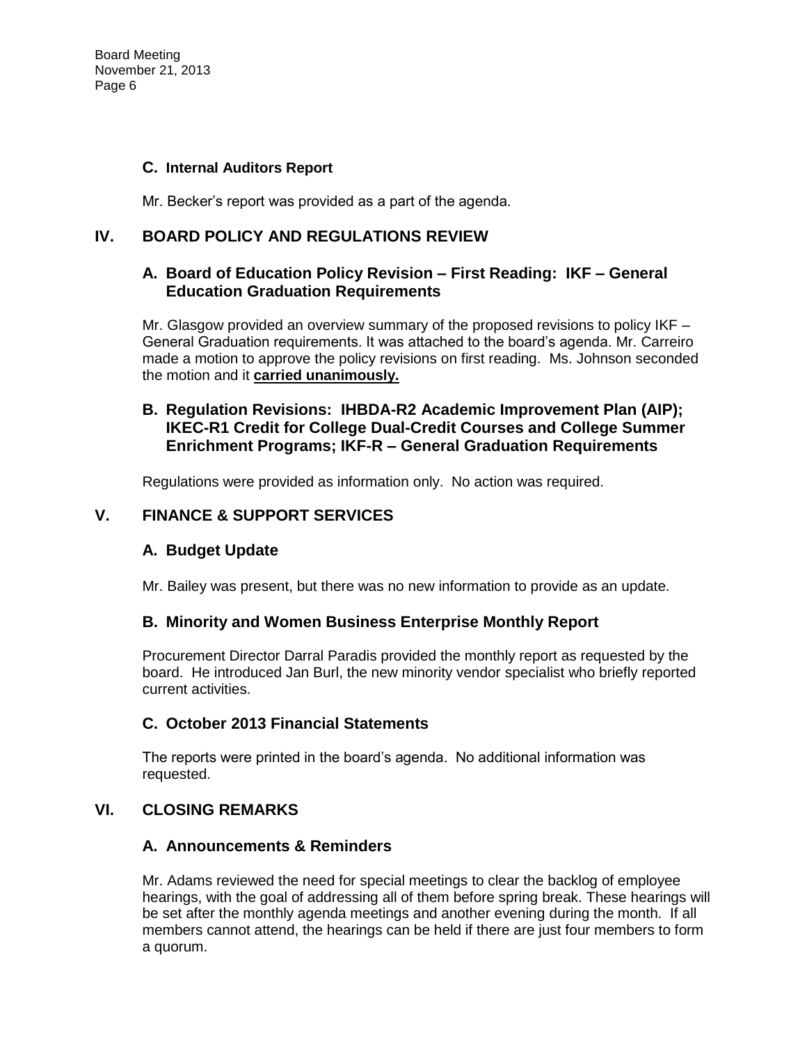### C. Internal Auditors Report

Mr. Becker's report was provided as a part of the agenda.

## IV. BOARD POLICY AND REGULATIONS REVIEW

### A. Board of Education Policy Revision – First Reading: IKF – General Education Graduation Requirements

Mr. Glasgow provided an overview summary of the proposed revisions to policy IKF – General Graduation requirements. It was attached to the board's agenda. Mr. Carreiro made a motion to approve the policy revisions on first reading. Ms. Johnson seconded the motion and it **carried unanimously.**

### B. Regulation Revisions: IHBDA-R2 Academic Improvement Plan (AIP); IKEC-R1 Credit for College Dual-Credit Courses and College Summer Enrichment Programs; IKF-R – General Graduation Requirements

Regulations were provided as information only. No action was required.

## V. FINANCE & SUPPORT SERVICES

### A. Budget Update

Mr. Bailey was present, but there was no new information to provide as an update.

### B. Minority and Women Business Enterprise Monthly Report

Procurement Director Darral Paradis provided the monthly report as requested by the board. He introduced Jan Burl, the new minority vendor specialist who briefly reported current activities.

### C. October 2013 Financial Statements

The reports were printed in the board's agenda. No additional information was requested.

## VI. CLOSING REMARKS

### A. Announcements & Reminders

Mr. Adams reviewed the need for special meetings to clear the backlog of employee hearings, with the goal of addressing all of them before spring break. These hearings will be set after the monthly agenda meetings and another evening during the month. If all members cannot attend, the hearings can be held if there are just four members to form a quorum.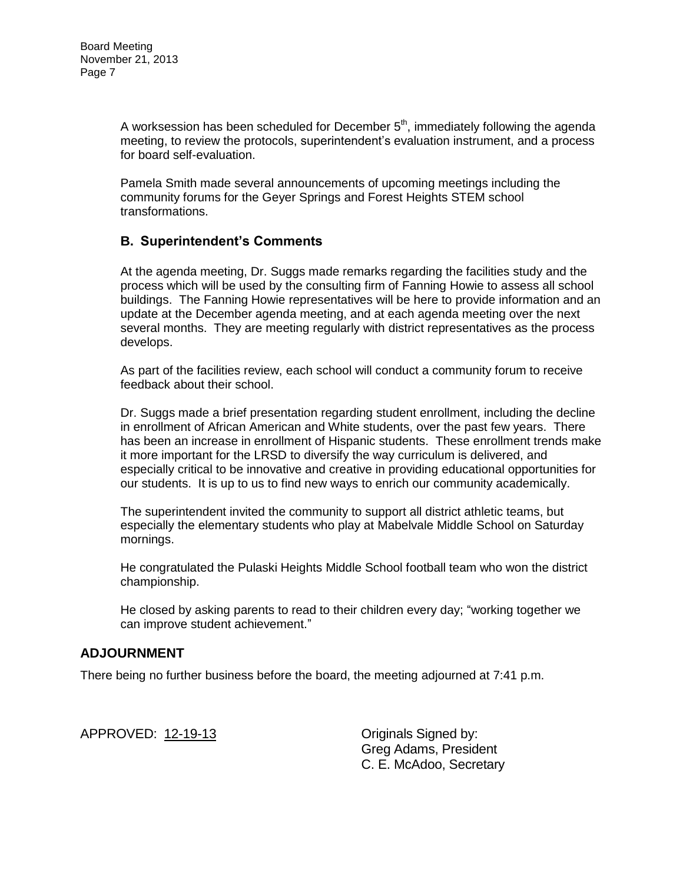A worksession has been scheduled for December 5th, immediately following the agenda meeting, to review the protocols, superintendent's evaluation instrument, and a process for board self-evaluation.

Pamela Smith made several announcements of upcoming meetings including the community forums for the Geyer Springs and Forest Heights STEM school transformations.

### B. Superintendent's Comments

At the agenda meeting, Dr. Suggs made remarks regarding the facilities study and the process which will be used by the consulting firm of Fanning Howie to assess all school buildings. The Fanning Howie representatives will be here to provide information and an update at the December agenda meeting, and at each agenda meeting over the next several months. They are meeting regularly with district representatives as the process develops.

As part of the facilities review, each school will conduct a community forum to receive feedback about their school.

Dr. Suggs made a brief presentation regarding student enrollment, including the decline in enrollment of African American and White students, over the past few years. There has been an increase in enrollment of Hispanic students. These enrollment trends make it more important for the LRSD to diversify the way curriculum is delivered, and especially critical to be innovative and creative in providing educational opportunities for our students. It is up to us to find new ways to enrich our community academically.

The superintendent invited the community to support all district athletic teams, but especially the elementary students who play at Mabelvale Middle School on Saturday mornings.

He congratulated the Pulaski Heights Middle School football team who won the district championship.

He closed by asking parents to read to their children every day; "working together we can improve student achievement."

## ADJOURNMENT

There being no further business before the board, the meeting adjourned at 7:41 p.m.

APPROVED: 12-19-13

Originals Signed by:
Greg Adams, President
C. E. McAdoo, Secretary